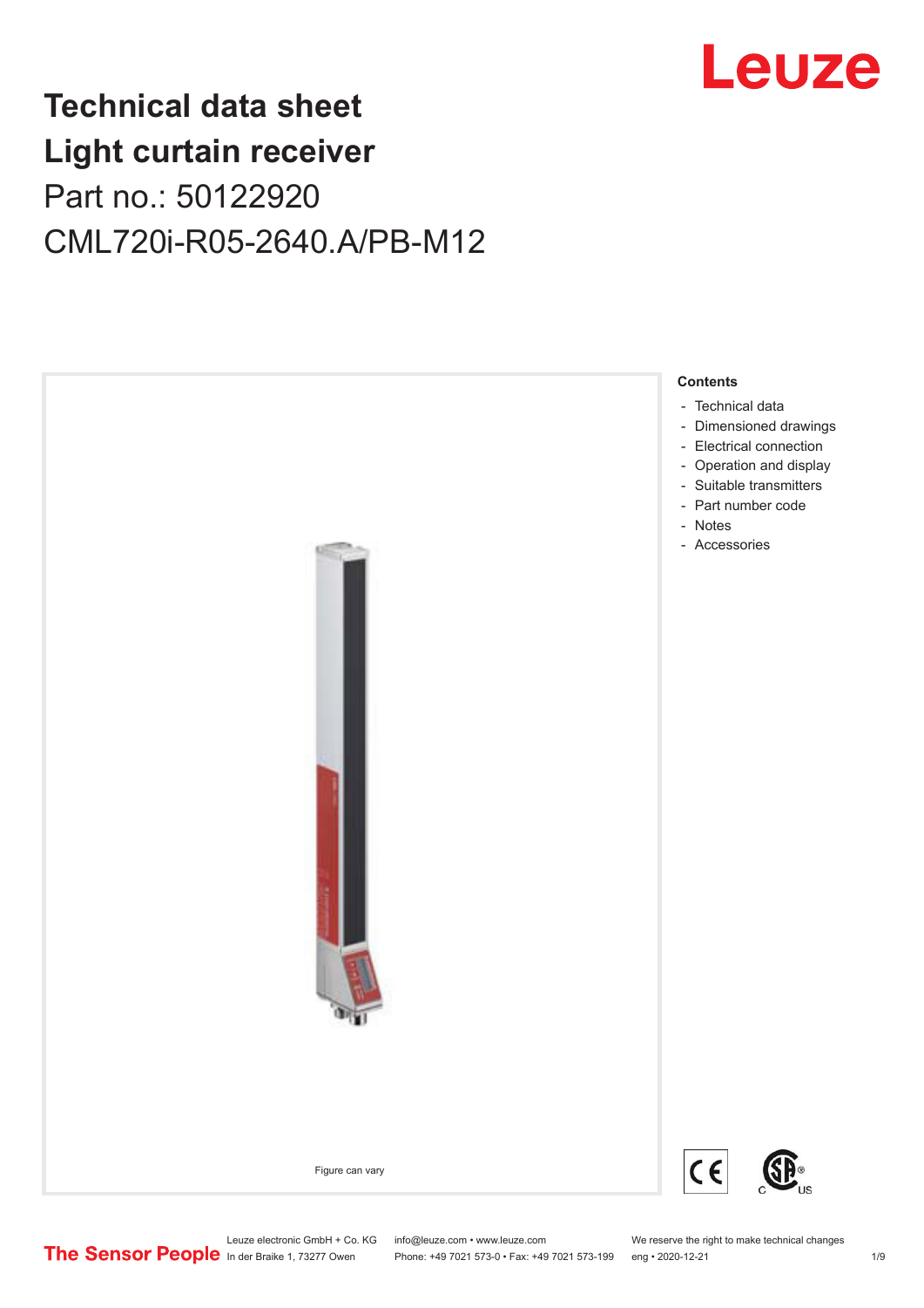# Technical data sheet
# Light curtain receiver

Part no.: 50122920

CML720i-R05-2640.A/PB-M12

Figure can vary

**Contents**

- Technical data
- Dimensioned drawings
- Electrical connection
- Operation and display
- Suitable transmitters
- Part number code
- Notes
- Accessories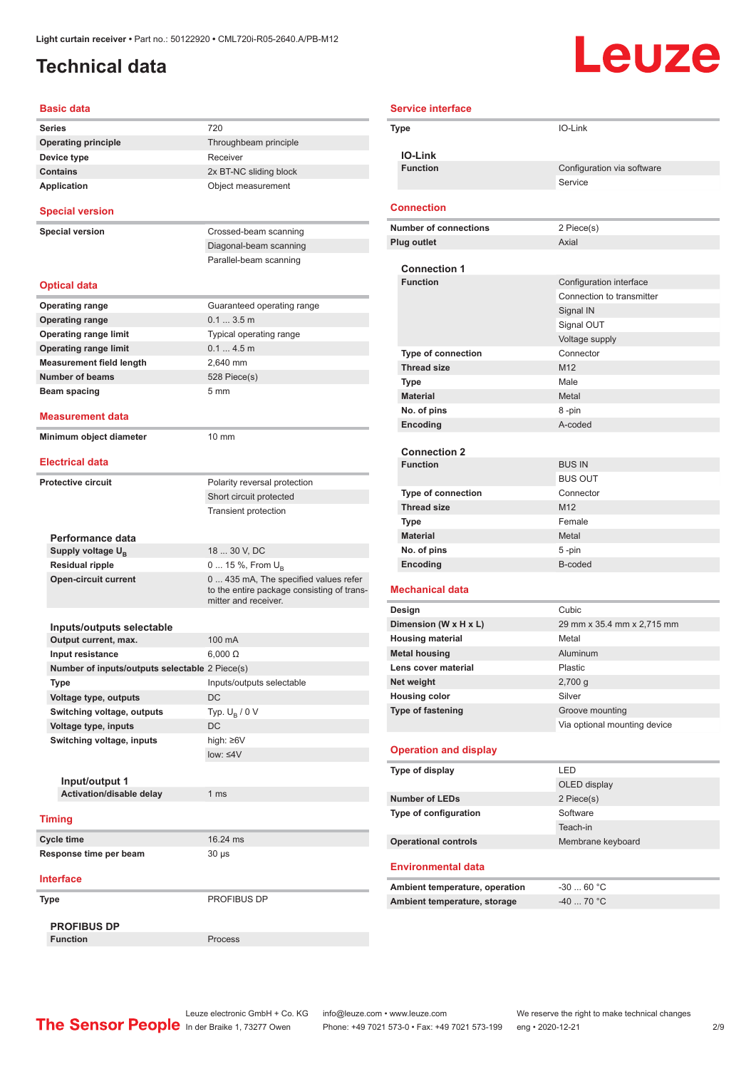Light curtain receiver • Part no.: 50122920 • CML720i-R05-2640.A/PB-M12

# Technical data

## Basic data

| | |
|---|---|
| Series | 720 |
| Operating principle | Throughbeam principle |
| Device type | Receiver |
| Contains | 2x BT-NC sliding block |
| Application | Object measurement |

## Special version

| | |
|---|---|
| Special version | Crossed-beam scanning |
| | Diagonal-beam scanning |
| | Parallel-beam scanning |

## Optical data

| | |
|---|---|
| Operating range | Guaranteed operating range |
| Operating range | 0.1 ... 3.5 m |
| Operating range limit | Typical operating range |
| Operating range limit | 0.1 ... 4.5 m |
| Measurement field length | 2,640 mm |
| Number of beams | 528 Piece(s) |
| Beam spacing | 5 mm |

## Measurement data

| | |
|---|---|
| Minimum object diameter | 10 mm |

## Electrical data

| | |
|---|---|
| Protective circuit | Polarity reversal protection |
| | Short circuit protected |
| | Transient protection |

### Performance data

| | |
|---|---|
| Supply voltage $U_B$ | 18 ... 30 V, DC |
| Residual ripple | 0 ... 15 %, From $U_B$ |
| Open-circuit current | 0 ... 435 mA, The specified values refer to the entire package consisting of transmitter and receiver. |

### Inputs/outputs selectable

| | |
|---|---|
| Output current, max. | 100 mA |
| Input resistance | 6,000 Ω |
| Number of inputs/outputs selectable | 2 Piece(s) |
| Type | Inputs/outputs selectable |
| Voltage type, outputs | DC |
| Switching voltage, outputs | Typ. $U_B$ / 0 V |
| Voltage type, inputs | DC |
| Switching voltage, inputs | high: ≥6V |
| | low: ≤4V |

#### Input/output 1

| | |
|---|---|
| Activation/disable delay | 1 ms |

## Timing

| | |
|---|---|
| Cycle time | 16.24 ms |
| Response time per beam | 30 µs |

## Interface

| | |
|---|---|
| Type | PROFIBUS DP |

### PROFIBUS DP

| | |
|---|---|
| Function | Process |

## Service interface

| | |
|---|---|
| Type | IO-Link |

### IO-Link

| | |
|---|---|
| Function | Configuration via software |
| | Service |

## Connection

| | |
|---|---|
| Number of connections | 2 Piece(s) |
| Plug outlet | Axial |

### Connection 1

| | |
|---|---|
| Function | Configuration interface |
| | Connection to transmitter |
| | Signal IN |
| | Signal OUT |
| | Voltage supply |
| Type of connection | Connector |
| Thread size | M12 |
| Type | Male |
| Material | Metal |
| No. of pins | 8 -pin |
| Encoding | A-coded |

### Connection 2

| | |
|---|---|
| Function | BUS IN |
| | BUS OUT |
| Type of connection | Connector |
| Thread size | M12 |
| Type | Female |
| Material | Metal |
| No. of pins | 5 -pin |
| Encoding | B-coded |

## Mechanical data

| | |
|---|---|
| Design | Cubic |
| Dimension (W x H x L) | 29 mm x 35.4 mm x 2,715 mm |
| Housing material | Metal |
| Metal housing | Aluminum |
| Lens cover material | Plastic |
| Net weight | 2,700 g |
| Housing color | Silver |
| Type of fastening | Groove mounting |
| | Via optional mounting device |

## Operation and display

| | |
|---|---|
| Type of display | LED |
| | OLED display |
| Number of LEDs | 2 Piece(s) |
| Type of configuration | Software |
| | Teach-in |
| Operational controls | Membrane keyboard |

## Environmental data

| | |
|---|---|
| Ambient temperature, operation | -30 ... 60 °C |
| Ambient temperature, storage | -40 ... 70 °C |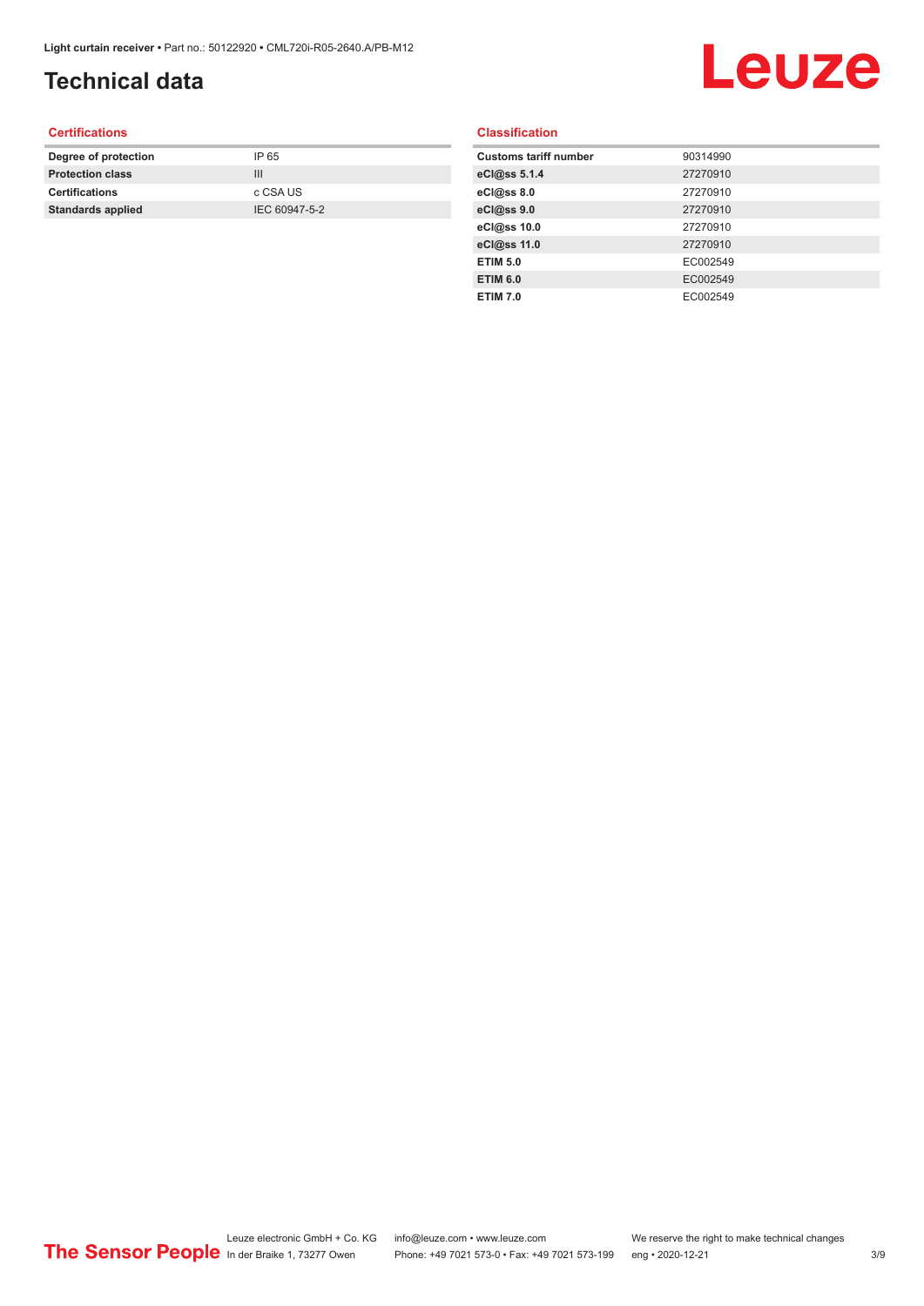# Technical data

## Certifications

| | |
|---|---|
| **Degree of protection** | IP 65 |
| **Protection class** | III |
| **Certifications** | c CSA US |
| **Standards applied** | IEC 60947-5-2 |

## Classification

| | |
|---|---|
| **Customs tariff number** | 90314990 |
| **eCl@ss 5.1.4** | 27270910 |
| **eCl@ss 8.0** | 27270910 |
| **eCl@ss 9.0** | 27270910 |
| **eCl@ss 10.0** | 27270910 |
| **eCl@ss 11.0** | 27270910 |
| **ETIM 5.0** | EC002549 |
| **ETIM 6.0** | EC002549 |
| **ETIM 7.0** | EC002549 |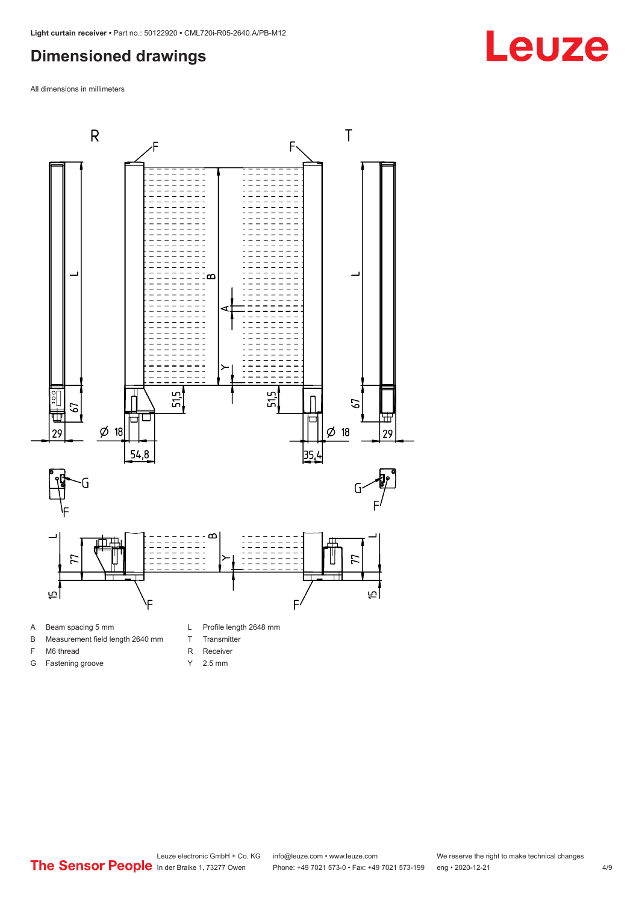## Dimensioned drawings

All dimensions in millimeters

| | | | |
|---|---|---|---|
| A | Beam spacing 5 mm | L | Profile length 2648 mm |
| B | Measurement field length 2640 mm | T | Transmitter |
| F | M6 thread | R | Receiver |
| G | Fastening groove | Y | 2.5 mm |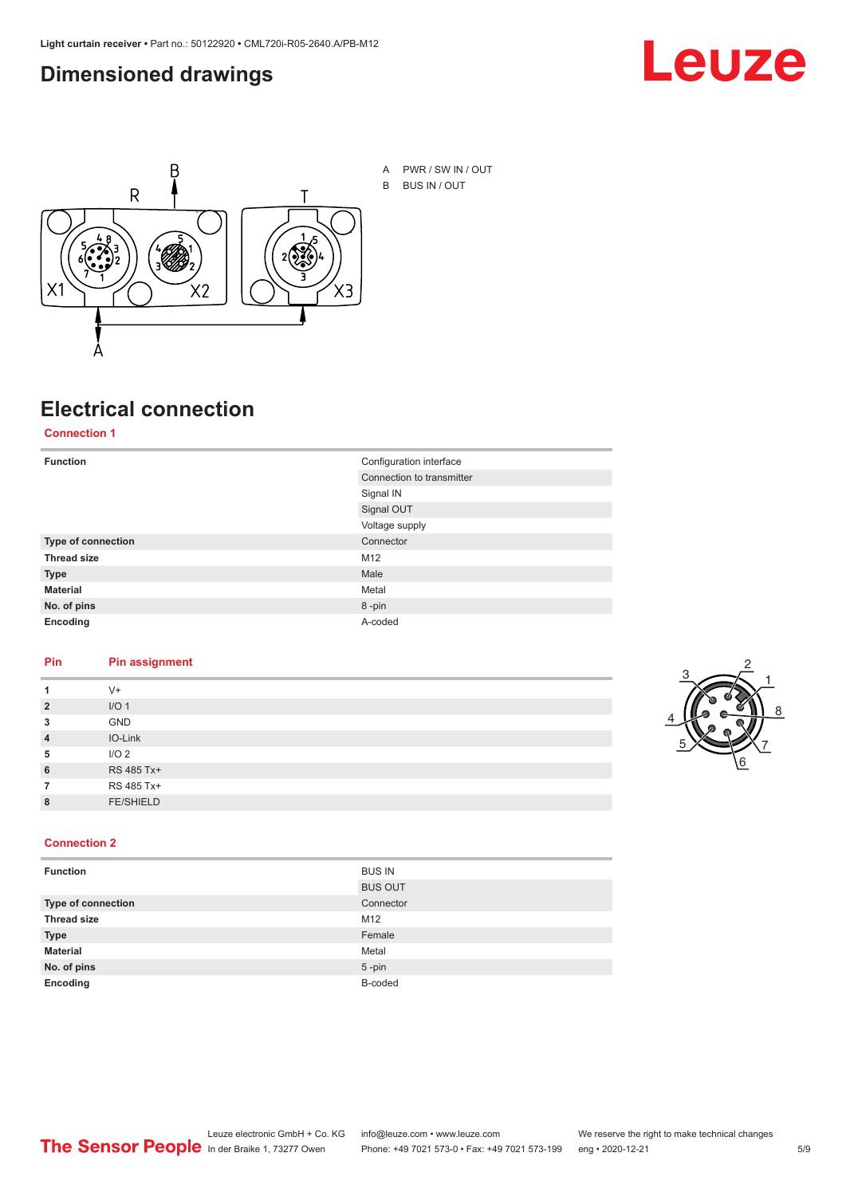## Dimensioned drawings

A PWR / SW IN / OUT

B BUS IN / OUT

## Electrical connection

### Connection 1

| | |
|---|---|
| **Function** | Configuration interface |
| | Connection to transmitter |
| | Signal IN |
| | Signal OUT |
| | Voltage supply |
| **Type of connection** | Connector |
| **Thread size** | M12 |
| **Type** | Male |
| **Material** | Metal |
| **No. of pins** | 8 -pin |
| **Encoding** | A-coded |

| Pin | Pin assignment |
|---|---|
| **1** | V+ |
| **2** | I/O 1 |
| **3** | GND |
| **4** | IO-Link |
| **5** | I/O 2 |
| **6** | RS 485 Tx+ |
| **7** | RS 485 Tx+ |
| **8** | FE/SHIELD |

### Connection 2

| | |
|---|---|
| **Function** | BUS IN |
| | BUS OUT |
| **Type of connection** | Connector |
| **Thread size** | M12 |
| **Type** | Female |
| **Material** | Metal |
| **No. of pins** | 5 -pin |
| **Encoding** | B-coded |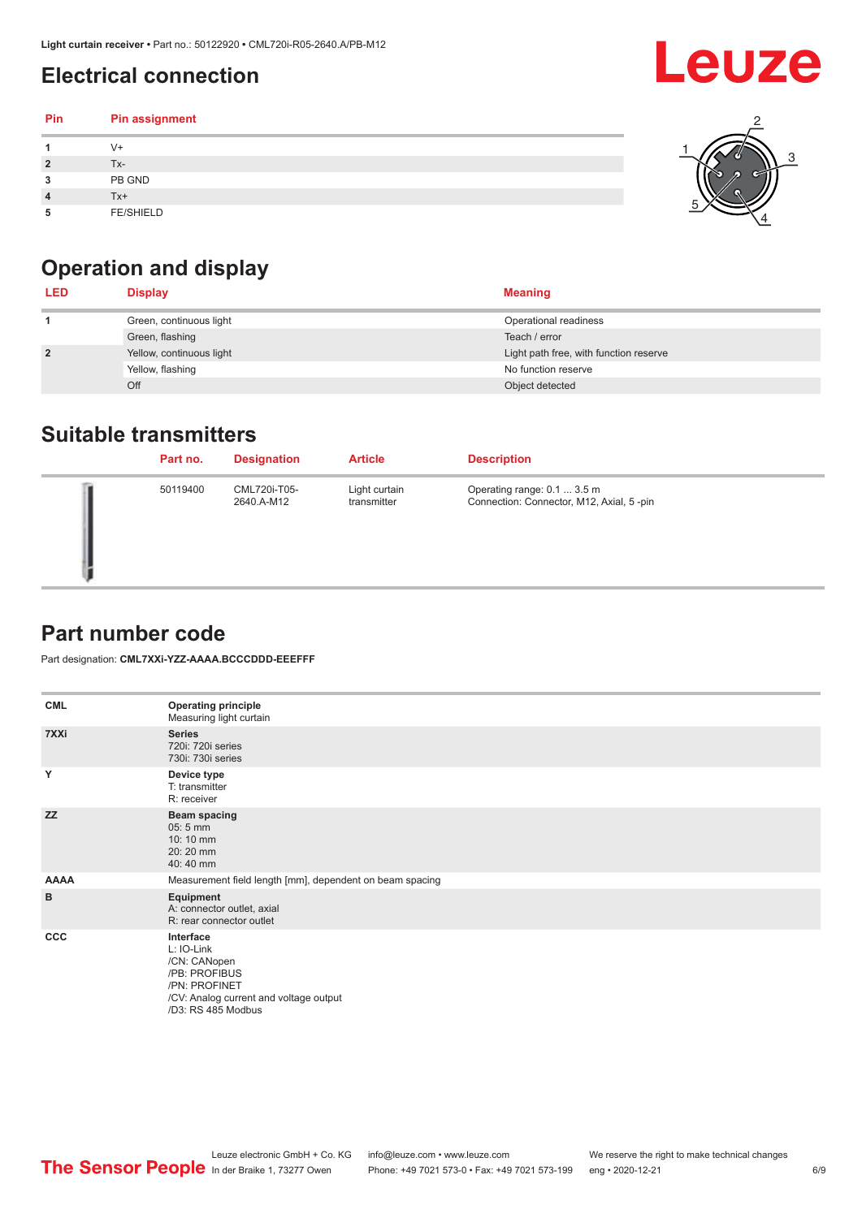## Electrical connection

| Pin | Pin assignment |
|---|---|
| 1 | V+ |
| 2 | Tx- |
| 3 | PB GND |
| 4 | Tx+ |
| 5 | FE/SHIELD |

## Operation and display

| LED | Display | Meaning |
|---|---|---|
| 1 | Green, continuous light | Operational readiness |
| | Green, flashing | Teach / error |
| 2 | Yellow, continuous light | Light path free, with function reserve |
| | Yellow, flashing | No function reserve |
| | Off | Object detected |

## Suitable transmitters

| Part no. | Designation | Article | Description |
|---|---|---|---|
| 50119400 | CML720i-T05-2640.A-M12 | Light curtain transmitter | Operating range: 0.1 ... 3.5 m<br>Connection: Connector, M12, Axial, 5 -pin |

## Part number code

Part designation: **CML7XXi-YZZ-AAAA.BCCCDDD-EEEFFF**

| | |
|---|---|
| **CML** | **Operating principle**<br>Measuring light curtain |
| **7XXi** | **Series**<br>720i: 720i series<br>730i: 730i series |
| **Y** | **Device type**<br>T: transmitter<br>R: receiver |
| **ZZ** | **Beam spacing**<br>05: 5 mm<br>10: 10 mm<br>20: 20 mm<br>40: 40 mm |
| **AAAA** | Measurement field length [mm], dependent on beam spacing |
| **B** | **Equipment**<br>A: connector outlet, axial<br>R: rear connector outlet |
| **CCC** | **Interface**<br>L: IO-Link<br>/CN: CANopen<br>/PB: PROFIBUS<br>/PN: PROFINET<br>/CV: Analog current and voltage output<br>/D3: RS 485 Modbus |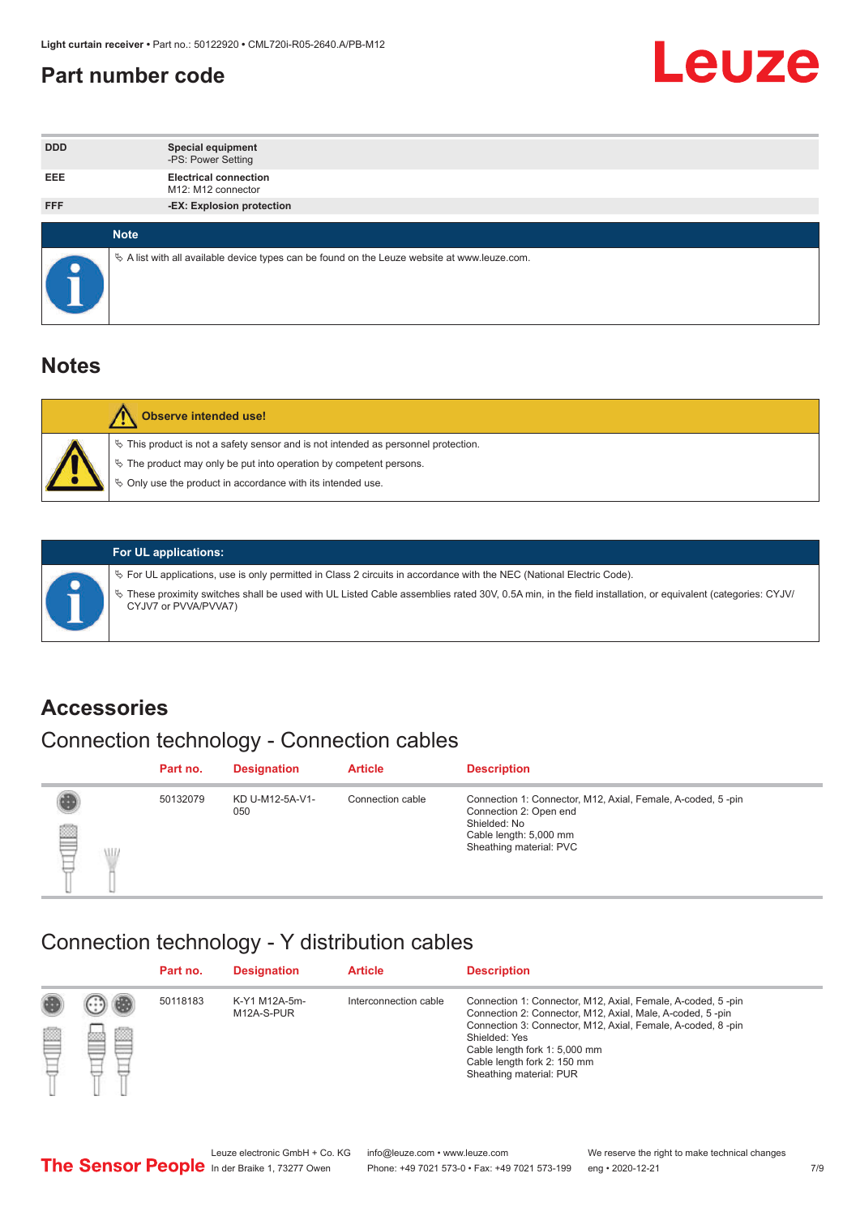# Part number code

| | |
|---|---|
| **DDD** | **Special equipment**<br>-PS: Power Setting |
| **EEE** | **Electrical connection**<br>M12: M12 connector |
| **FFF** | **-EX: Explosion protection** |

**Note**

- ✎ A list with all available device types can be found on the Leuze website at www.leuze.com.

# Notes

**Observe intended use!**

- ✎ This product is not a safety sensor and is not intended as personnel protection.
- ✎ The product may only be put into operation by competent persons.
- ✎ Only use the product in accordance with its intended use.

**For UL applications:**

- ✎ For UL applications, use is only permitted in Class 2 circuits in accordance with the NEC (National Electric Code).
- ✎ These proximity switches shall be used with UL Listed Cable assemblies rated 30V, 0.5A min, in the field installation, or equivalent (categories: CYJV/CYJV7 or PVVA/PVVA7)

# Accessories

## Connection technology - Connection cables

| Part no. | Designation | Article | Description |
|---|---|---|---|
| 50132079 | KD U-M12-5A-V1-050 | Connection cable | Connection 1: Connector, M12, Axial, Female, A-coded, 5 -pin<br>Connection 2: Open end<br>Shielded: No<br>Cable length: 5,000 mm<br>Sheathing material: PVC |

## Connection technology - Y distribution cables

| Part no. | Designation | Article | Description |
|---|---|---|---|
| 50118183 | K-Y1 M12A-5m-M12A-S-PUR | Interconnection cable | Connection 1: Connector, M12, Axial, Female, A-coded, 5 -pin<br>Connection 2: Connector, M12, Axial, Male, A-coded, 5 -pin<br>Connection 3: Connector, M12, Axial, Female, A-coded, 8 -pin<br>Shielded: Yes<br>Cable length fork 1: 5,000 mm<br>Cable length fork 2: 150 mm<br>Sheathing material: PUR |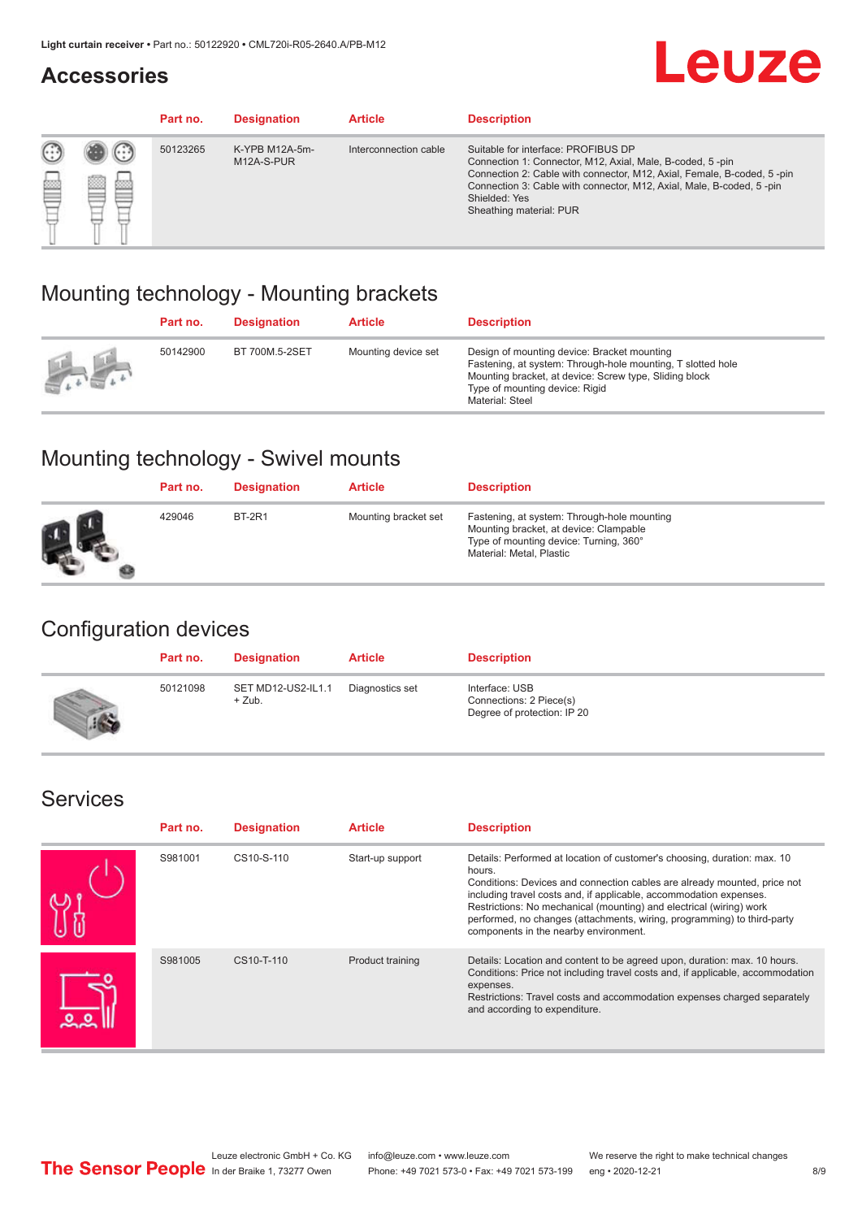## Accessories

| Part no. | Designation | Article | Description |
| --- | --- | --- | --- |
| 50123265 | K-YPB M12A-5m-M12A-S-PUR | Interconnection cable | Suitable for interface: PROFIBUS DP<br>Connection 1: Connector, M12, Axial, Male, B-coded, 5 -pin<br>Connection 2: Cable with connector, M12, Axial, Female, B-coded, 5 -pin<br>Connection 3: Cable with connector, M12, Axial, Male, B-coded, 5 -pin<br>Shielded: Yes<br>Sheathing material: PUR |

## Mounting technology - Mounting brackets

| Part no. | Designation | Article | Description |
| --- | --- | --- | --- |
| 50142900 | BT 700M.5-2SET | Mounting device set | Design of mounting device: Bracket mounting<br>Fastening, at system: Through-hole mounting, T slotted hole<br>Mounting bracket, at device: Screw type, Sliding block<br>Type of mounting device: Rigid<br>Material: Steel |

## Mounting technology - Swivel mounts

| Part no. | Designation | Article | Description |
| --- | --- | --- | --- |
| 429046 | BT-2R1 | Mounting bracket set | Fastening, at system: Through-hole mounting<br>Mounting bracket, at device: Clampable<br>Type of mounting device: Turning, 360°<br>Material: Metal, Plastic |

## Configuration devices

| Part no. | Designation | Article | Description |
| --- | --- | --- | --- |
| 50121098 | SET MD12-US2-IL1.1 + Zub. | Diagnostics set | Interface: USB<br>Connections: 2 Piece(s)<br>Degree of protection: IP 20 |

## Services

| Part no. | Designation | Article | Description |
| --- | --- | --- | --- |
| S981001 | CS10-S-110 | Start-up support | Details: Performed at location of customer's choosing, duration: max. 10 hours.<br>Conditions: Devices and connection cables are already mounted, price not including travel costs and, if applicable, accommodation expenses.<br>Restrictions: No mechanical (mounting) and electrical (wiring) work performed, no changes (attachments, wiring, programming) to third-party components in the nearby environment. |
| S981005 | CS10-T-110 | Product training | Details: Location and content to be agreed upon, duration: max. 10 hours.<br>Conditions: Price not including travel costs and, if applicable, accommodation expenses.<br>Restrictions: Travel costs and accommodation expenses charged separately and according to expenditure. |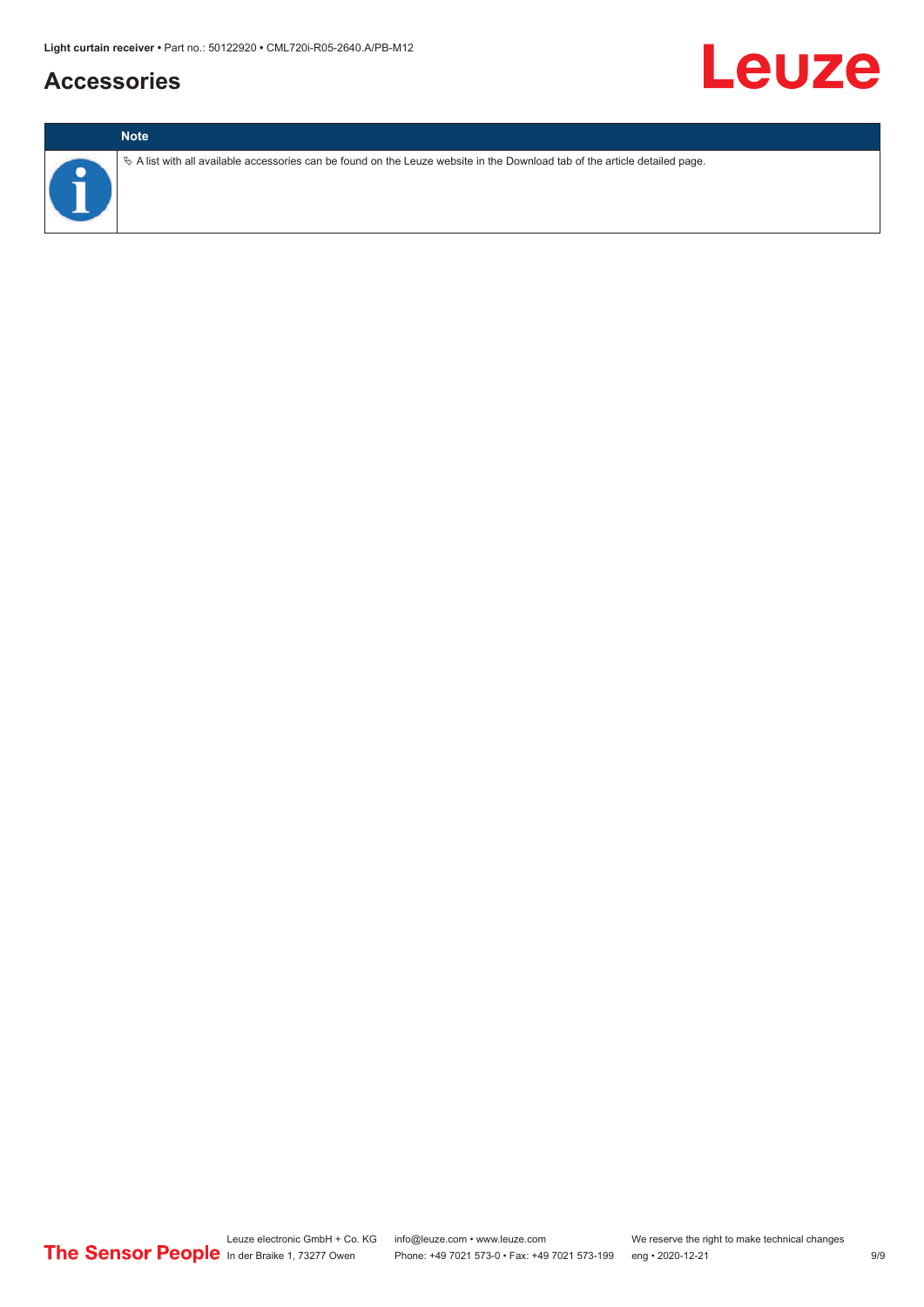## Accessories

| | Note |
| --- | --- |
| | ✎ A list with all available accessories can be found on the Leuze website in the Download tab of the article detailed page. |